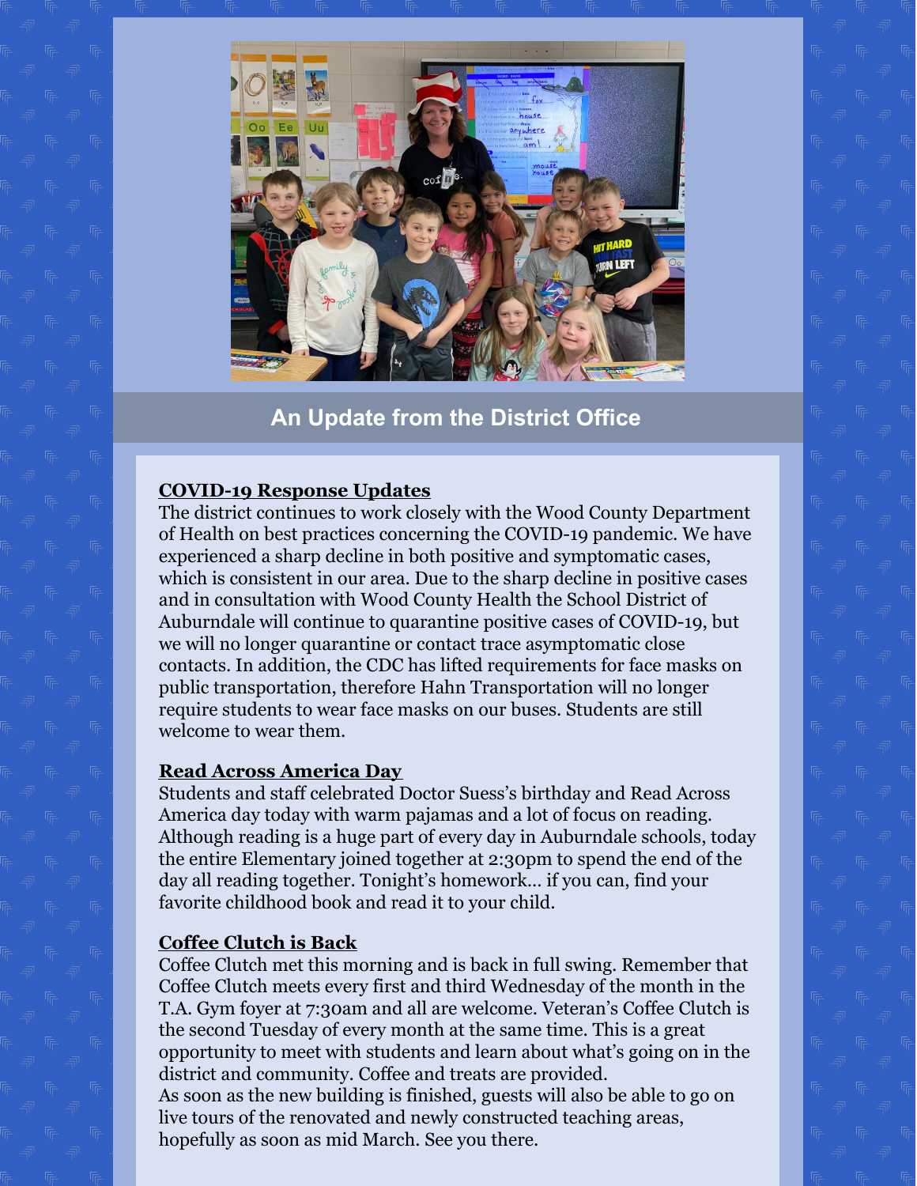## An Update from the District Office

**COVID-19 Response Updates**

The district continues to work closely with the Wood County Department of Health on best practices concerning the COVID-19 pandemic. We have experienced a sharp decline in both positive and symptomatic cases, which is consistent in our area. Due to the sharp decline in positive cases and in consultation with Wood County Health the School District of Auburndale will continue to quarantine positive cases of COVID-19, but we will no longer quarantine or contact trace asymptomatic close contacts. In addition, the CDC has lifted requirements for face masks on public transportation, therefore Hahn Transportation will no longer require students to wear face masks on our buses. Students are still welcome to wear them.

**Read Across America Day**

Students and staff celebrated Doctor Suess's birthday and Read Across America day today with warm pajamas and a lot of focus on reading. Although reading is a huge part of every day in Auburndale schools, today the entire Elementary joined together at 2:30pm to spend the end of the day all reading together. Tonight's homework... if you can, find your favorite childhood book and read it to your child.

**Coffee Clutch is Back**

Coffee Clutch met this morning and is back in full swing. Remember that Coffee Clutch meets every first and third Wednesday of the month in the T.A. Gym foyer at 7:30am and all are welcome. Veteran's Coffee Clutch is the second Tuesday of every month at the same time. This is a great opportunity to meet with students and learn about what's going on in the district and community. Coffee and treats are provided.
As soon as the new building is finished, guests will also be able to go on live tours of the renovated and newly constructed teaching areas, hopefully as soon as mid March. See you there.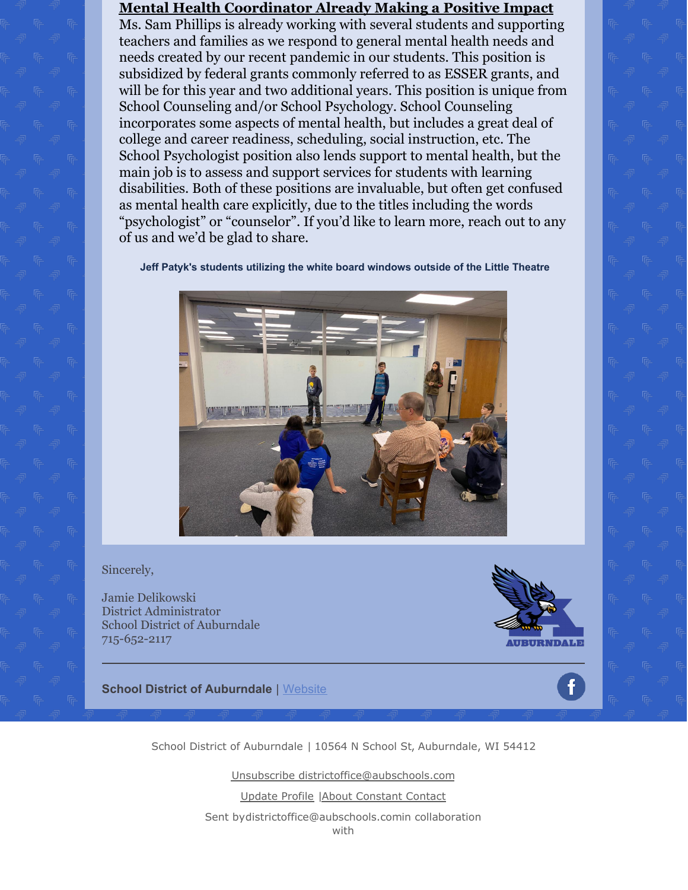**Mental Health Coordinator Already Making a Positive Impact**

Ms. Sam Phillips is already working with several students and supporting teachers and families as we respond to general mental health needs and needs created by our recent pandemic in our students. This position is subsidized by federal grants commonly referred to as ESSER grants, and will be for this year and two additional years. This position is unique from School Counseling and/or School Psychology. School Counseling incorporates some aspects of mental health, but includes a great deal of college and career readiness, scheduling, social instruction, etc. The School Psychologist position also lends support to mental health, but the main job is to assess and support services for students with learning disabilities. Both of these positions are invaluable, but often get confused as mental health care explicitly, due to the titles including the words "psychologist" or "counselor". If you'd like to learn more, reach out to any of us and we'd be glad to share.

**Jeff Patyk's students utilizing the white board windows outside of the Little Theatre**

Sincerely,

Jamie Delikowski
District Administrator
School District of Auburndale
715-652-2117

**School District of Auburndale** | Website

School District of Auburndale | 10564 N School St, Auburndale, WI 54412

Unsubscribe districtoffice@aubschools.com

Update Profile | About Constant Contact

Sent by districtoffice@aubschools.com in collaboration with